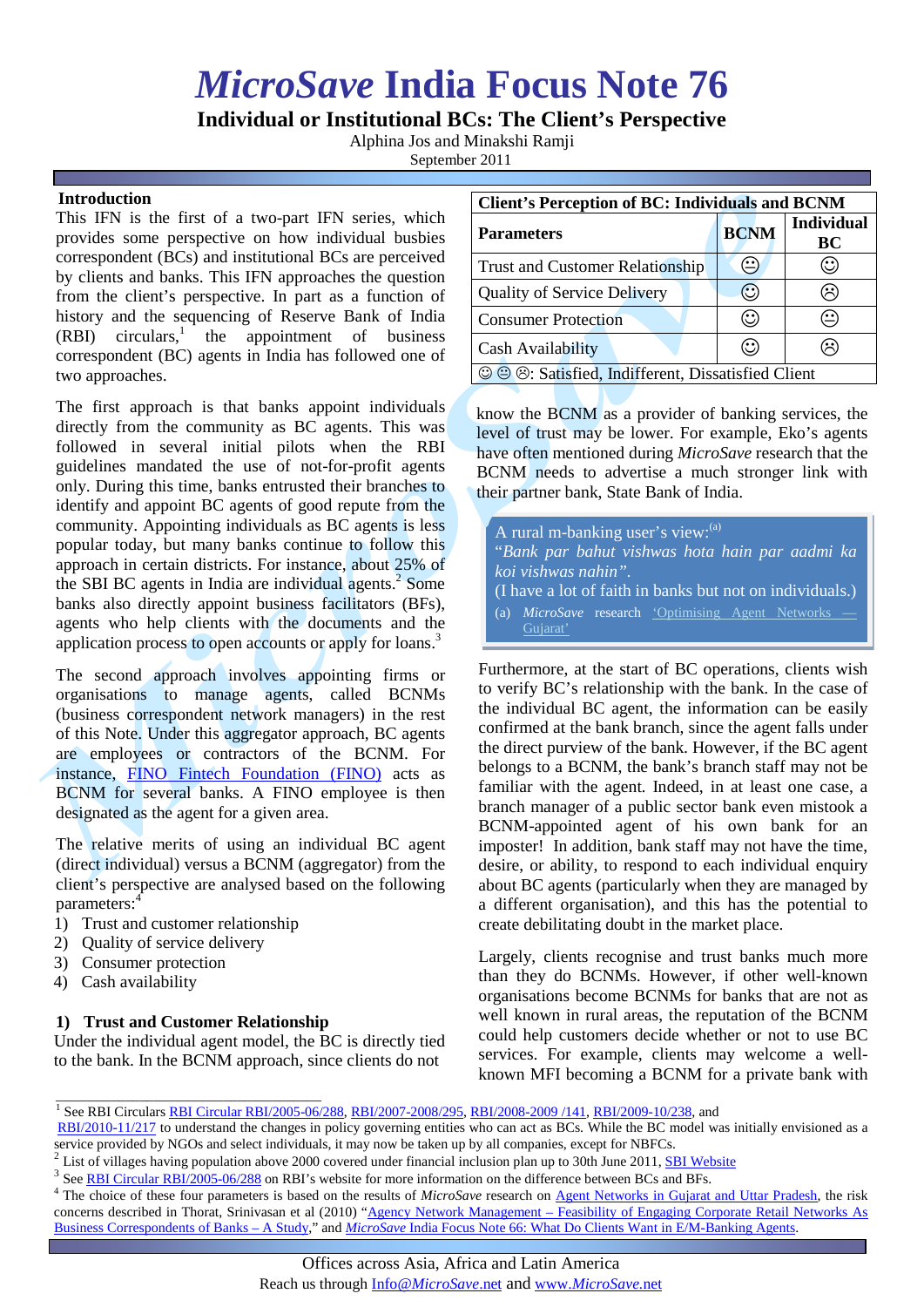# *MicroSave* India Focus Note 76

## Individual or Institutional BCs: The Client's Perspective

Alphina Jos and Minakshi Ramji

September 2011

### Introduction

This IFN is the first of a two-part IFN series, which provides some perspective on how individual busbies correspondent (BCs) and institutional BCs are perceived by clients and banks. This IFN approaches the question from the client's perspective. In part as a function of history and the sequencing of Reserve Bank of India (RBI) circulars,[1] the appointment of business correspondent (BC) agents in India has followed one of two approaches.

The first approach is that banks appoint individuals directly from the community as BC agents. This was followed in several initial pilots when the RBI guidelines mandated the use of not-for-profit agents only. During this time, banks entrusted their branches to identify and appoint BC agents of good repute from the community. Appointing individuals as BC agents is less popular today, but many banks continue to follow this approach in certain districts. For instance, about 25% of the SBI BC agents in India are individual agents.[2] Some banks also directly appoint business facilitators (BFs), agents who help clients with the documents and the application process to open accounts or apply for loans.[3]

The second approach involves appointing firms or organisations to manage agents, called BCNMs (business correspondent network managers) in the rest of this Note. Under this aggregator approach, BC agents are employees or contractors of the BCNM. For instance, FINO Fintech Foundation (FINO) acts as BCNM for several banks. A FINO employee is then designated as the agent for a given area.

The relative merits of using an individual BC agent (direct individual) versus a BCNM (aggregator) from the client's perspective are analysed based on the following parameters:[4]

1) Trust and customer relationship
2) Quality of service delivery
3) Consumer protection
4) Cash availability

### 1) Trust and Customer Relationship

Under the individual agent model, the BC is directly tied to the bank. In the BCNM approach, since clients do not know the BCNM as a provider of banking services, the level of trust may be lower. For example, Eko's agents have often mentioned during *MicroSave* research that the BCNM needs to advertise a much stronger link with their partner bank, State Bank of India.

| Client's Perception of BC: Individuals and BCNM | | |
|---|---|---|
| **Parameters** | **BCNM** | **Individual BC** |
| Trust and Customer Relationship | 😐 | ☺ |
| Quality of Service Delivery | ☺ | ☹ |
| Consumer Protection | ☺ | 😐 |
| Cash Availability | ☺ | ☹ |
| ☺ 😐 ☹: Satisfied, Indifferent, Dissatisfied Client | | |

> A rural m-banking user's view:[(a)]
> *"Bank par bahut vishwas hota hain par aadmi ka koi vishwas nahin".*
> (I have a lot of faith in banks but not on individuals.)
>
> (a) *MicroSave* research 'Optimising Agent Networks — Gujarat'

Furthermore, at the start of BC operations, clients wish to verify BC's relationship with the bank. In the case of the individual BC agent, the information can be easily confirmed at the bank branch, since the agent falls under the direct purview of the bank. However, if the BC agent belongs to a BCNM, the bank's branch staff may not be familiar with the agent. Indeed, in at least one case, a branch manager of a public sector bank even mistook a BCNM-appointed agent of his own bank for an imposter! In addition, bank staff may not have the time, desire, or ability, to respond to each individual enquiry about BC agents (particularly when they are managed by a different organisation), and this has the potential to create debilitating doubt in the market place.

Largely, clients recognise and trust banks much more than they do BCNMs. However, if other well-known organisations become BCNMs for banks that are not as well known in rural areas, the reputation of the BCNM could help customers decide whether or not to use BC services. For example, clients may welcome a well-known MFI becoming a BCNM for a private bank with

---

[1] See RBI Circulars RBI Circular RBI/2005-06/288, RBI/2007-2008/295, RBI/2008-2009 /141, RBI/2009-10/238, and RBI/2010-11/217 to understand the changes in policy governing entities who can act as BCs. While the BC model was initially envisioned as a service provided by NGOs and select individuals, it may now be taken up by all companies, except for NBFCs.

[2] List of villages having population above 2000 covered under financial inclusion plan up to 30th June 2011, SBI Website

[3] See RBI Circular RBI/2005-06/288 on RBI's website for more information on the difference between BCs and BFs.

[4] The choice of these four parameters is based on the results of *MicroSave* research on Agent Networks in Gujarat and Uttar Pradesh, the risk concerns described in Thorat, Srinivasan et al (2010) "Agency Network Management – Feasibility of Engaging Corporate Retail Networks As Business Correspondents of Banks – A Study," and *MicroSave* India Focus Note 66: What Do Clients Want in E/M-Banking Agents.

Offices across Asia, Africa and Latin America
Reach us through Info@MicroSave.net and www.MicroSave.net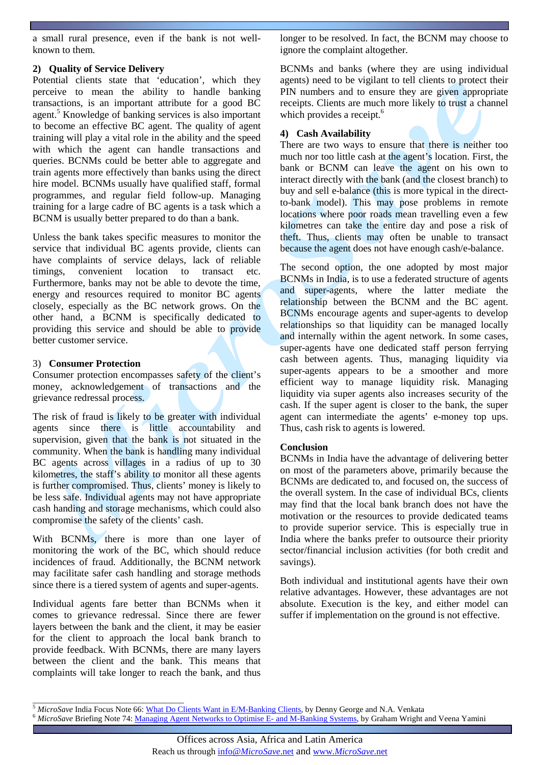a small rural presence, even if the bank is not well-known to them.

### 2) Quality of Service Delivery

Potential clients state that 'education', which they perceive to mean the ability to handle banking transactions, is an important attribute for a good BC agent.[5] Knowledge of banking services is also important to become an effective BC agent. The quality of agent training will play a vital role in the ability and the speed with which the agent can handle transactions and queries. BCNMs could be better able to aggregate and train agents more effectively than banks using the direct hire model. BCNMs usually have qualified staff, formal programmes, and regular field follow-up. Managing training for a large cadre of BC agents is a task which a BCNM is usually better prepared to do than a bank.

Unless the bank takes specific measures to monitor the service that individual BC agents provide, clients can have complaints of service delays, lack of reliable timings, convenient location to transact etc. Furthermore, banks may not be able to devote the time, energy and resources required to monitor BC agents closely, especially as the BC network grows. On the other hand, a BCNM is specifically dedicated to providing this service and should be able to provide better customer service.

### 3) Consumer Protection

Consumer protection encompasses safety of the client's money, acknowledgement of transactions and the grievance redressal process.

The risk of fraud is likely to be greater with individual agents since there is little accountability and supervision, given that the bank is not situated in the community. When the bank is handling many individual BC agents across villages in a radius of up to 30 kilometres, the staff's ability to monitor all these agents is further compromised. Thus, clients' money is likely to be less safe. Individual agents may not have appropriate cash handing and storage mechanisms, which could also compromise the safety of the clients' cash.

With BCNMs, there is more than one layer of monitoring the work of the BC, which should reduce incidences of fraud. Additionally, the BCNM network may facilitate safer cash handling and storage methods since there is a tiered system of agents and super-agents.

Individual agents fare better than BCNMs when it comes to grievance redressal. Since there are fewer layers between the bank and the client, it may be easier for the client to approach the local bank branch to provide feedback. With BCNMs, there are many layers between the client and the bank. This means that complaints will take longer to reach the bank, and thus longer to be resolved. In fact, the BCNM may choose to ignore the complaint altogether.

BCNMs and banks (where they are using individual agents) need to be vigilant to tell clients to protect their PIN numbers and to ensure they are given appropriate receipts. Clients are much more likely to trust a channel which provides a receipt.[6]

### 4) Cash Availability

There are two ways to ensure that there is neither too much nor too little cash at the agent's location. First, the bank or BCNM can leave the agent on his own to interact directly with the bank (and the closest branch) to buy and sell e-balance (this is more typical in the direct-to-bank model). This may pose problems in remote locations where poor roads mean travelling even a few kilometres can take the entire day and pose a risk of theft. Thus, clients may often be unable to transact because the agent does not have enough cash/e-balance.

The second option, the one adopted by most major BCNMs in India, is to use a federated structure of agents and super-agents, where the latter mediate the relationship between the BCNM and the BC agent. BCNMs encourage agents and super-agents to develop relationships so that liquidity can be managed locally and internally within the agent network. In some cases, super-agents have one dedicated staff person ferrying cash between agents. Thus, managing liquidity via super-agents appears to be a smoother and more efficient way to manage liquidity risk. Managing liquidity via super agents also increases security of the cash. If the super agent is closer to the bank, the super agent can intermediate the agents' e-money top ups. Thus, cash risk to agents is lowered.

### Conclusion

BCNMs in India have the advantage of delivering better on most of the parameters above, primarily because the BCNMs are dedicated to, and focused on, the success of the overall system. In the case of individual BCs, clients may find that the local bank branch does not have the motivation or the resources to provide dedicated teams to provide superior service. This is especially true in India where the banks prefer to outsource their priority sector/financial inclusion activities (for both credit and savings).

Both individual and institutional agents have their own relative advantages. However, these advantages are not absolute. Execution is the key, and either model can suffer if implementation on the ground is not effective.

---

[5] *MicroSave* India Focus Note 66: What Do Clients Want in E/M-Banking Clients, by Denny George and N.A. Venkata

[6] *MicroSave* Briefing Note 74: Managing Agent Networks to Optimise E- and M-Banking Systems, by Graham Wright and Veena Yamini

Offices across Asia, Africa and Latin America
Reach us through info@*MicroSave*.net and www.*MicroSave*.net